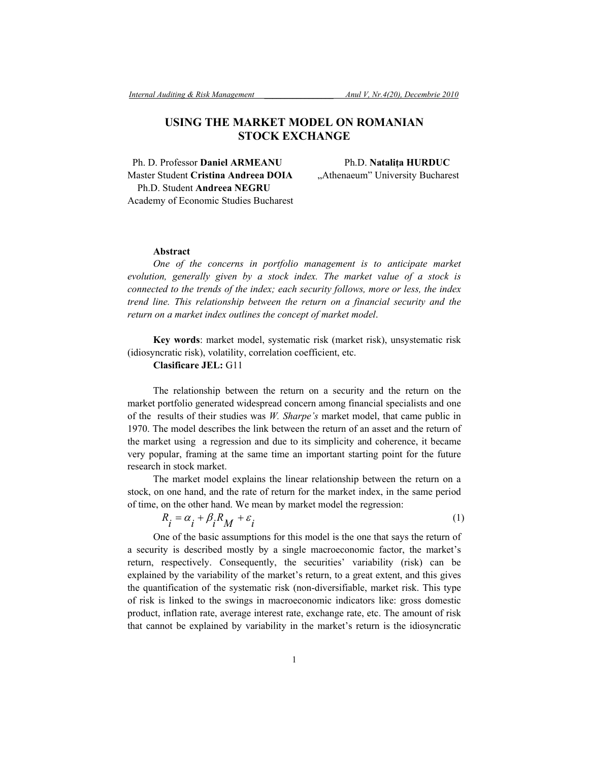# USING THE MARKET MODEL ON ROMANIAN STOCK EXCHANGE

Ph. D. Professor **Daniel ARMEANU**
Master Student **Cristina Andreea DOIA**
Ph.D. Student **Andreea NEGRU**
Academy of Economic Studies Bucharest

Ph.D. **Natalița HURDUC**
„Athenaeum" University Bucharest

**Abstract**

*One of the concerns in portfolio management is to anticipate market evolution, generally given by a stock index. The market value of a stock is connected to the trends of the index; each security follows, more or less, the index trend line. This relationship between the return on a financial security and the return on a market index outlines the concept of market model.*

**Key words**: market model, systematic risk (market risk), unsystematic risk (idiosyncratic risk), volatility, correlation coefficient, etc.

**Clasificare JEL:** G11

The relationship between the return on a security and the return on the market portfolio generated widespread concern among financial specialists and one of the results of their studies was *W. Sharpe's* market model, that came public in 1970. The model describes the link between the return of an asset and the return of the market using a regression and due to its simplicity and coherence, it became very popular, framing at the same time an important starting point for the future research in stock market.

The market model explains the linear relationship between the return on a stock, on one hand, and the rate of return for the market index, in the same period of time, on the other hand. We mean by market model the regression:

$$R_i = \alpha_i + \beta_i R_M + \varepsilon_i \tag{1}$$

One of the basic assumptions for this model is the one that says the return of a security is described mostly by a single macroeconomic factor, the market's return, respectively. Consequently, the securities' variability (risk) can be explained by the variability of the market's return, to a great extent, and this gives the quantification of the systematic risk (non-diversifiable, market risk. This type of risk is linked to the swings in macroeconomic indicators like: gross domestic product, inflation rate, average interest rate, exchange rate, etc. The amount of risk that cannot be explained by variability in the market's return is the idiosyncratic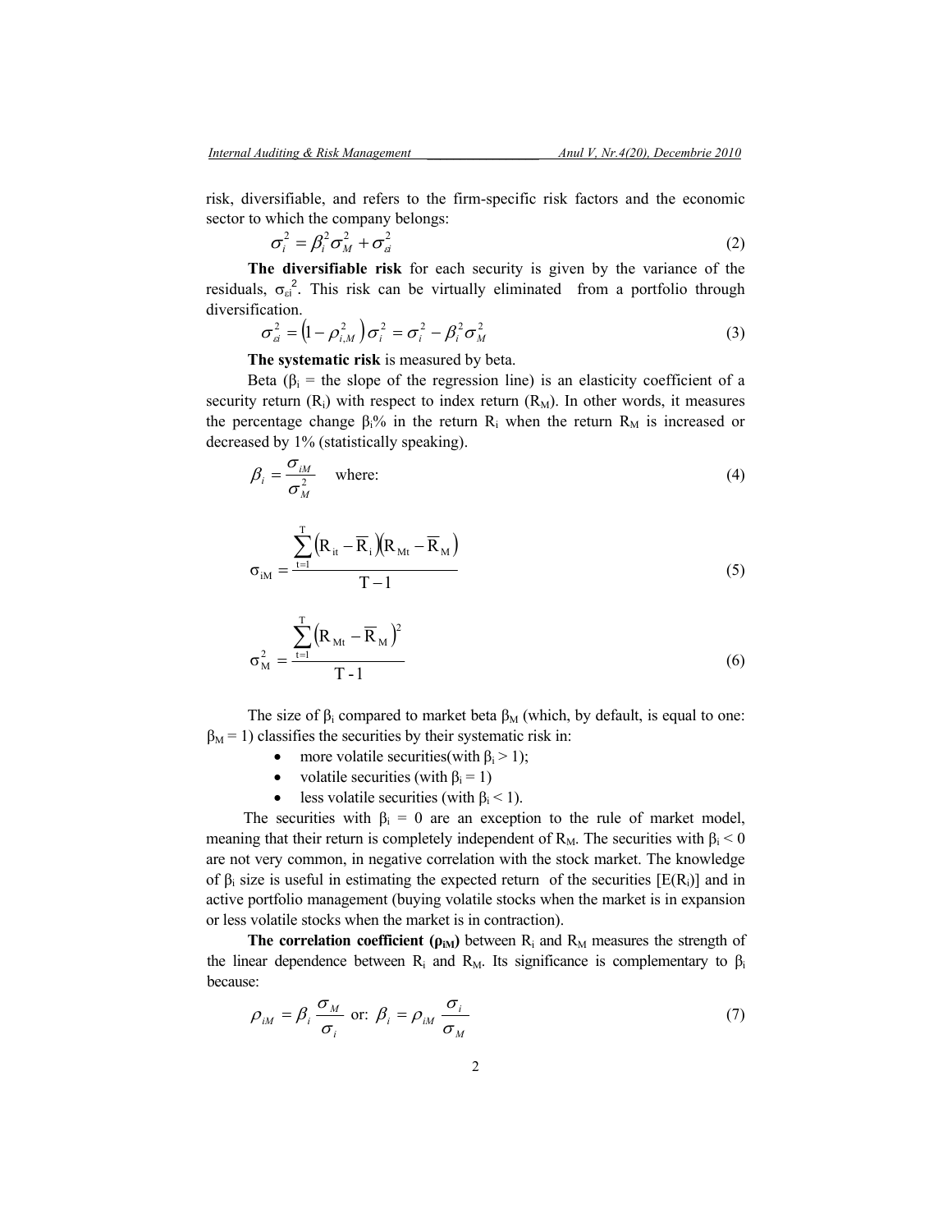risk, diversifiable, and refers to the firm-specific risk factors and the economic sector to which the company belongs:

$$\sigma_i^2 = \beta_i^2 \sigma_M^2 + \sigma_{\varepsilon i}^2 \tag{2}$$

**The diversifiable risk** for each security is given by the variance of the residuals, $\sigma_{\varepsilon i}^2$. This risk can be virtually eliminated from a portfolio through diversification.

$$\sigma_{\varepsilon i}^2 = \left(1 - \rho_{i,M}^2\right)\sigma_i^2 = \sigma_i^2 - \beta_i^2 \sigma_M^2 \tag{3}$$

**The systematic risk** is measured by beta.

Beta ($\beta_i$ = the slope of the regression line) is an elasticity coefficient of a security return ($R_i$) with respect to index return ($R_M$). In other words, it measures the percentage change $\beta_i$% in the return $R_i$ when the return $R_M$ is increased or decreased by 1% (statistically speaking).

$$\beta_i = \frac{\sigma_{iM}}{\sigma_M^2} \quad \text{where:} \tag{4}$$

$$\sigma_{iM} = \frac{\sum_{t=1}^{T}\left(R_{it} - \overline{R}_i\right)\left(R_{Mt} - \overline{R}_M\right)}{T-1} \tag{5}$$

$$\sigma_M^2 = \frac{\sum_{t=1}^{T}\left(R_{Mt} - \overline{R}_M\right)^2}{T-1} \tag{6}$$

The size of $\beta_i$ compared to market beta $\beta_M$ (which, by default, is equal to one: $\beta_M = 1$) classifies the securities by their systematic risk in:

- more volatile securities(with $\beta_i > 1$);
- volatile securities (with $\beta_i = 1$)
- less volatile securities (with $\beta_i < 1$).

The securities with $\beta_i = 0$ are an exception to the rule of market model, meaning that their return is completely independent of $R_M$. The securities with $\beta_i < 0$ are not very common, in negative correlation with the stock market. The knowledge of $\beta_i$ size is useful in estimating the expected return of the securities [$E(R_i)$] and in active portfolio management (buying volatile stocks when the market is in expansion or less volatile stocks when the market is in contraction).

**The correlation coefficient ($\rho_{iM}$)** between $R_i$ and $R_M$ measures the strength of the linear dependence between $R_i$ and $R_M$. Its significance is complementary to $\beta_i$ because:

$$\rho_{iM} = \beta_i \frac{\sigma_M}{\sigma_i} \text{ or: } \beta_i = \rho_{iM} \frac{\sigma_i}{\sigma_M} \tag{7}$$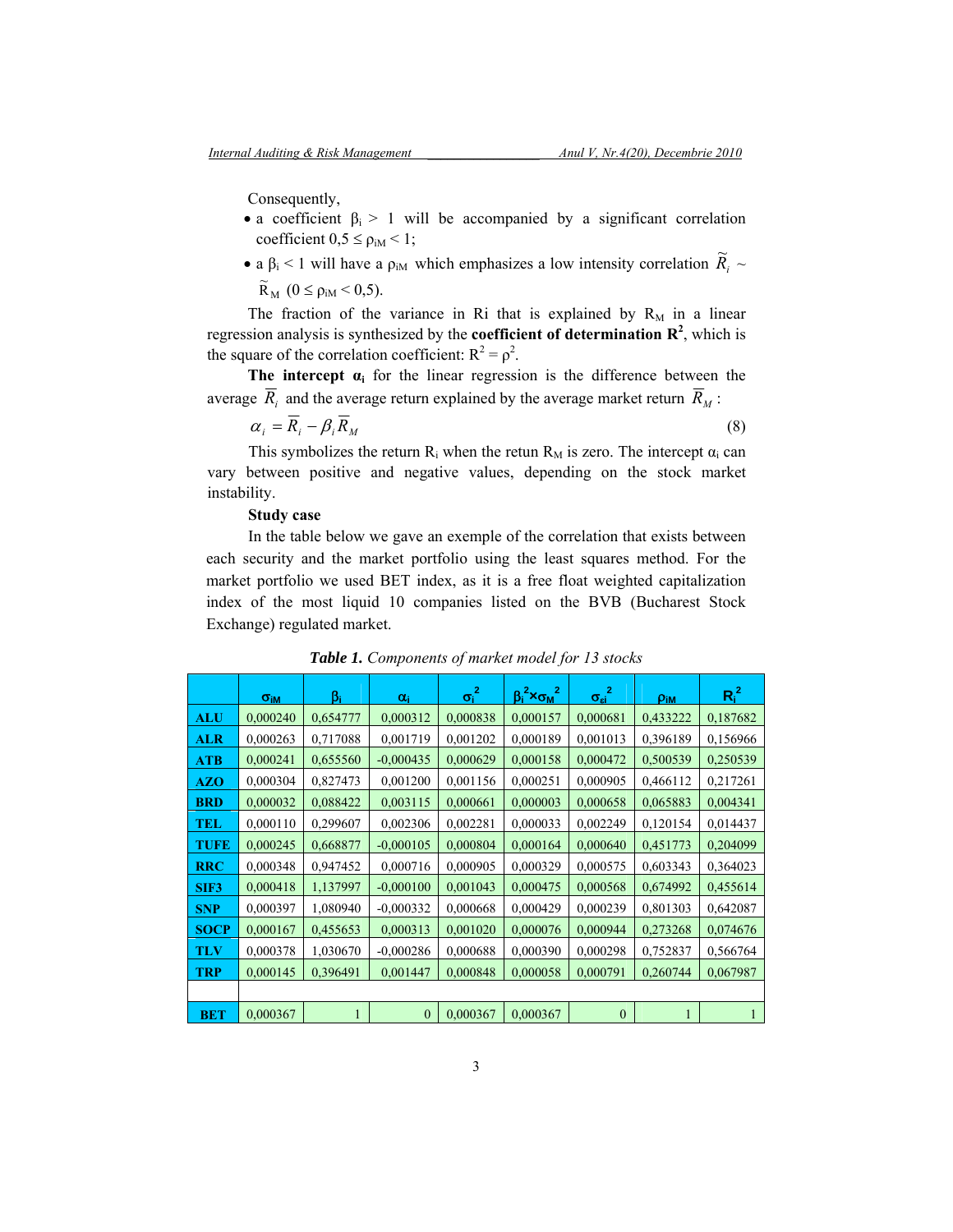Consequently,

- a coefficient $\beta_i > 1$ will be accompanied by a significant correlation coefficient $0{,}5 \le \rho_{iM} < 1$;
- a $\beta_i < 1$ will have a $\rho_{iM}$ which emphasizes a low intensity correlation $\widetilde{R}_i \sim \widetilde{R}_M$ $(0 \le \rho_{iM} < 0{,}5)$.

The fraction of the variance in Ri that is explained by $R_M$ in a linear regression analysis is synthesized by the **coefficient of determination $R^2$**, which is the square of the correlation coefficient: $R^2 = \rho^2$.

**The intercept $\alpha_i$** for the linear regression is the difference between the average $\overline{R}_i$ and the average return explained by the average market return $\overline{R}_M$ :

$$\alpha_i = \overline{R}_i - \beta_i \overline{R}_M \tag{8}$$

This symbolizes the return $R_i$ when the retun $R_M$ is zero. The intercept $\alpha_i$ can vary between positive and negative values, depending on the stock market instability.

**Study case**

In the table below we gave an exemple of the correlation that exists between each security and the market portfolio using the least squares method. For the market portfolio we used BET index, as it is a free float weighted capitalization index of the most liquid 10 companies listed on the BVB (Bucharest Stock Exchange) regulated market.

***Table 1.*** *Components of market model for 13 stocks*

| | $\sigma_{iM}$ | $\beta_i$ | $\alpha_i$ | $\sigma_i^2$ | $\beta_i^2 \times \sigma_M^2$ | $\sigma_{\varepsilon i}^2$ | $\rho_{iM}$ | $R_i^2$ |
|---|---|---|---|---|---|---|---|---|
| **ALU** | 0,000240 | 0,654777 | 0,000312 | 0,000838 | 0,000157 | 0,000681 | 0,433222 | 0,187682 |
| **ALR** | 0,000263 | 0,717088 | 0,001719 | 0,001202 | 0,000189 | 0,001013 | 0,396189 | 0,156966 |
| **ATB** | 0,000241 | 0,655560 | -0,000435 | 0,000629 | 0,000158 | 0,000472 | 0,500539 | 0,250539 |
| **AZO** | 0,000304 | 0,827473 | 0,001200 | 0,001156 | 0,000251 | 0,000905 | 0,466112 | 0,217261 |
| **BRD** | 0,000032 | 0,088422 | 0,003115 | 0,000661 | 0,000003 | 0,000658 | 0,065883 | 0,004341 |
| **TEL** | 0,000110 | 0,299607 | 0,002306 | 0,002281 | 0,000033 | 0,002249 | 0,120154 | 0,014437 |
| **TUFE** | 0,000245 | 0,668877 | -0,000105 | 0,000804 | 0,000164 | 0,000640 | 0,451773 | 0,204099 |
| **RRC** | 0,000348 | 0,947452 | 0,000716 | 0,000905 | 0,000329 | 0,000575 | 0,603343 | 0,364023 |
| **SIF3** | 0,000418 | 1,137997 | -0,000100 | 0,001043 | 0,000475 | 0,000568 | 0,674992 | 0,455614 |
| **SNP** | 0,000397 | 1,080940 | -0,000332 | 0,000668 | 0,000429 | 0,000239 | 0,801303 | 0,642087 |
| **SOCP** | 0,000167 | 0,455653 | 0,000313 | 0,001020 | 0,000076 | 0,000944 | 0,273268 | 0,074676 |
| **TLV** | 0,000378 | 1,030670 | -0,000286 | 0,000688 | 0,000390 | 0,000298 | 0,752837 | 0,566764 |
| **TRP** | 0,000145 | 0,396491 | 0,001447 | 0,000848 | 0,000058 | 0,000791 | 0,260744 | 0,067987 |
| | | | | | | | | |
| **BET** | 0,000367 | 1 | 0 | 0,000367 | 0,000367 | 0 | 1 | 1 |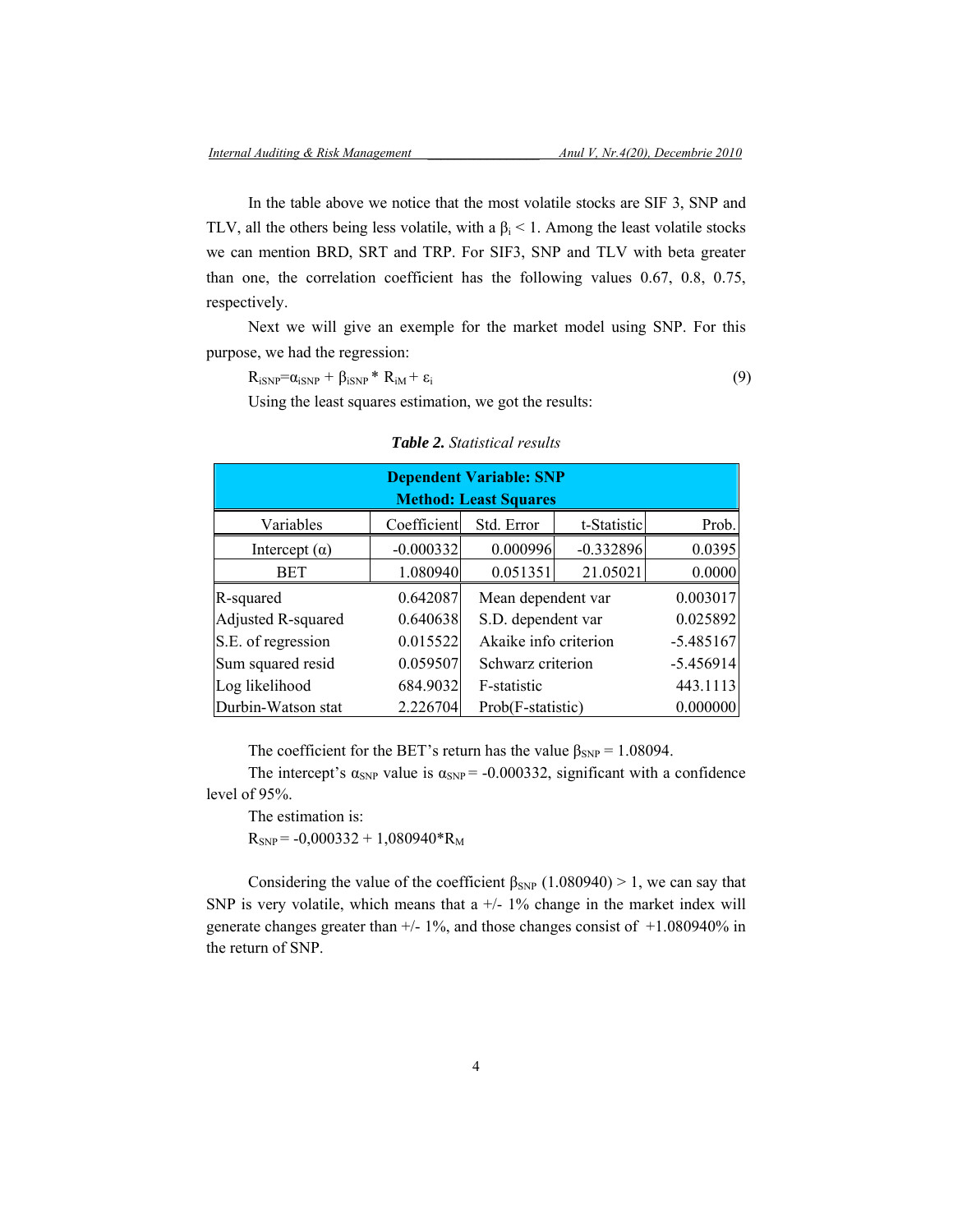In the table above we notice that the most volatile stocks are SIF 3, SNP and TLV, all the others being less volatile, with a $\beta_i < 1$. Among the least volatile stocks we can mention BRD, SRT and TRP. For SIF3, SNP and TLV with beta greater than one, the correlation coefficient has the following values 0.67, 0.8, 0.75, respectively.

Next we will give an exemple for the market model using SNP. For this purpose, we had the regression:

$$R_{iSNP} = \alpha_{iSNP} + \beta_{iSNP} * R_{iM} + \varepsilon_i \tag{9}$$

Using the least squares estimation, we got the results:

***Table 2.*** *Statistical results*

| Dependent Variable: SNP<br>Method: Least Squares | | | | |
|---|---|---|---|---|
| Variables | Coefficient | Std. Error | t-Statistic | Prob. |
| Intercept (α) | -0.000332 | 0.000996 | -0.332896 | 0.0395 |
| BET | 1.080940 | 0.051351 | 21.05021 | 0.0000 |
| R-squared | 0.642087 | Mean dependent var | | 0.003017 |
| Adjusted R-squared | 0.640638 | S.D. dependent var | | 0.025892 |
| S.E. of regression | 0.015522 | Akaike info criterion | | -5.485167 |
| Sum squared resid | 0.059507 | Schwarz criterion | | -5.456914 |
| Log likelihood | 684.9032 | F-statistic | | 443.1113 |
| Durbin-Watson stat | 2.226704 | Prob(F-statistic) | | 0.000000 |

The coefficient for the BET's return has the value $\beta_{SNP} = 1.08094$.

The intercept's $\alpha_{SNP}$ value is $\alpha_{SNP} = -0.000332$, significant with a confidence level of 95%.

The estimation is:

$R_{SNP} = -0{,}000332 + 1{,}080940 * R_M$

Considering the value of the coefficient $\beta_{SNP}$ (1.080940) > 1, we can say that SNP is very volatile, which means that a +/- 1% change in the market index will generate changes greater than +/- 1%, and those changes consist of +1.080940% in the return of SNP.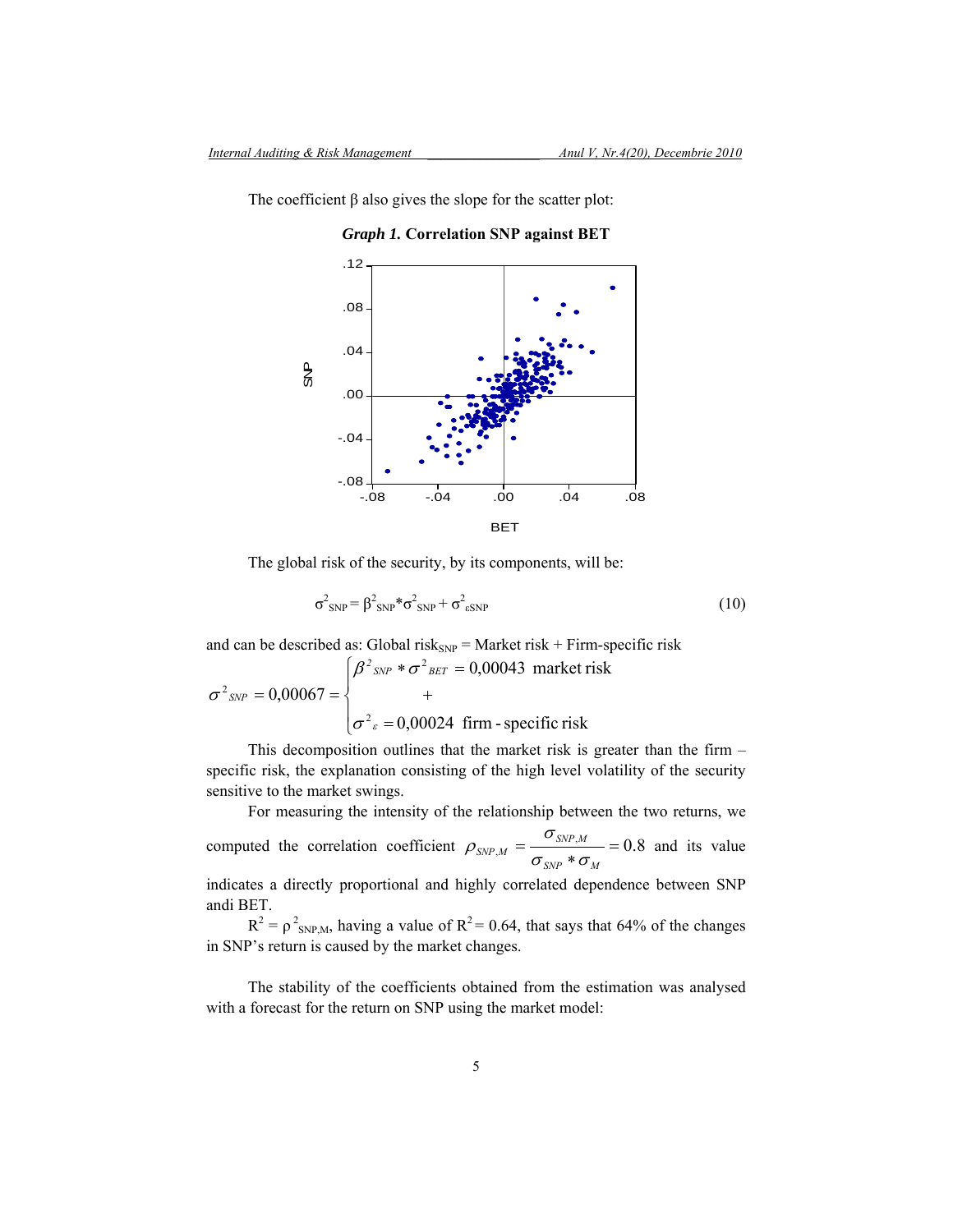The coefficient β also gives the slope for the scatter plot:

***Graph 1.*** **Correlation SNP against BET**

The global risk of the security, by its components, will be:

$$\sigma^2_{SNP} = \beta^2_{SNP} * \sigma^2_{SNP} + \sigma^2_{\varepsilon SNP} \tag{10}$$

and can be described as: Global risk$_{SNP}$ = Market risk + Firm-specific risk

$$\sigma^2_{SNP} = 0{,}00067 = \begin{cases} \beta^2_{SNP} * \sigma^2_{BET} = 0{,}00043 \text{ market risk} \\ \quad\quad + \\ \sigma^2_{\varepsilon} = 0{,}00024 \text{ firm - specific risk} \end{cases}$$

This decomposition outlines that the market risk is greater than the firm – specific risk, the explanation consisting of the high level volatility of the security sensitive to the market swings.

For measuring the intensity of the relationship between the two returns, we computed the correlation coefficient $\rho_{SNP,M} = \dfrac{\sigma_{SNP,M}}{\sigma_{SNP} * \sigma_M} = 0.8$ and its value indicates a directly proportional and highly correlated dependence between SNP andi BET.

$R^2 = \rho^2_{SNP,M}$, having a value of $R^2 = 0.64$, that says that 64% of the changes in SNP's return is caused by the market changes.

The stability of the coefficients obtained from the estimation was analysed with a forecast for the return on SNP using the market model: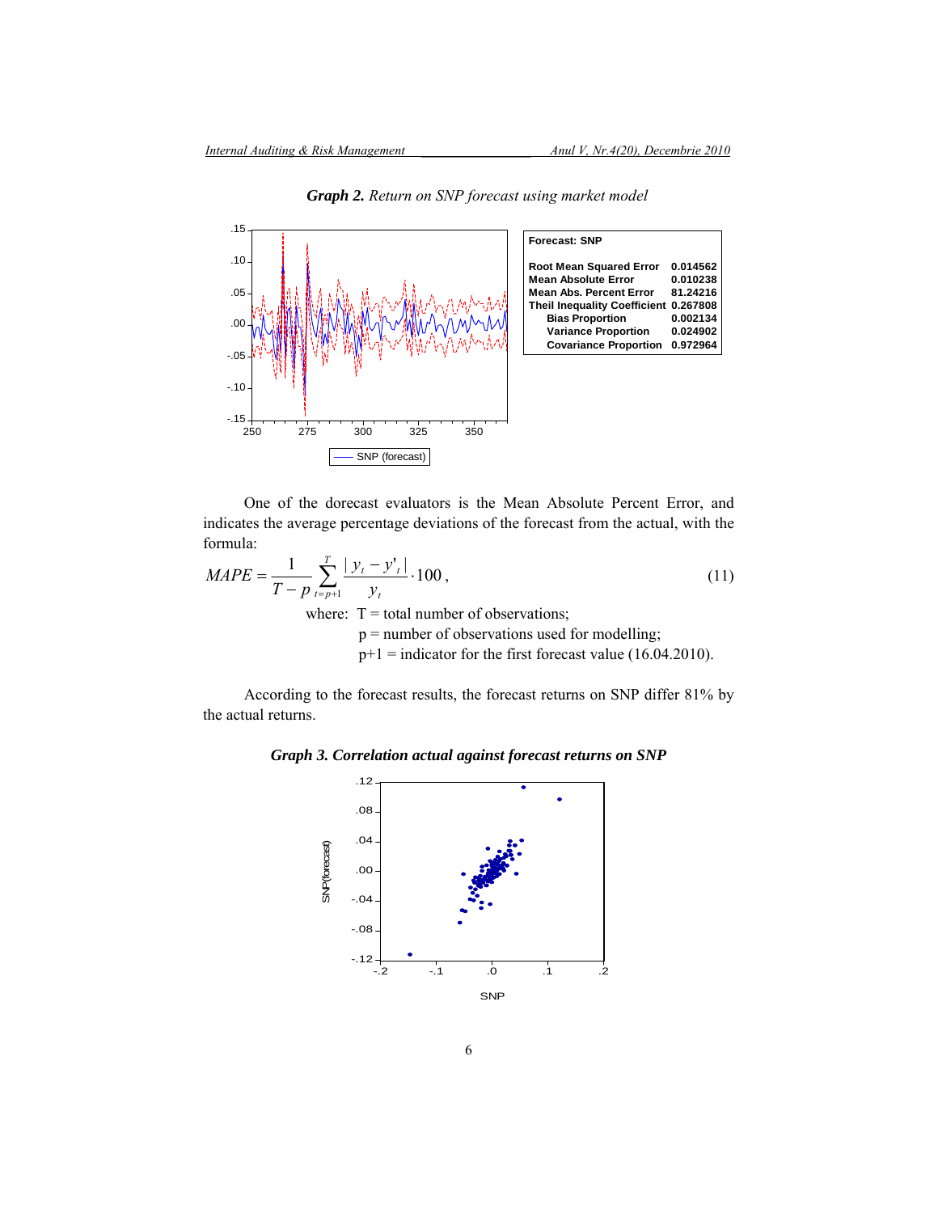***Graph 2.*** *Return on SNP forecast using market model*

| Forecast: SNP | |
|---|---|
| Root Mean Squared Error | 0.014562 |
| Mean Absolute Error | 0.010238 |
| Mean Abs. Percent Error | 81.24216 |
| Theil Inequality Coefficient | 0.267808 |
| Bias Proportion | 0.002134 |
| Variance Proportion | 0.024902 |
| Covariance Proportion | 0.972964 |

One of the dorecast evaluators is the Mean Absolute Percent Error, and indicates the average percentage deviations of the forecast from the actual, with the formula:

$$MAPE = \frac{1}{T-p}\sum_{t=p+1}^{T}\frac{|y_t - y'_t|}{y_t}\cdot 100, \tag{11}$$

where: T = total number of observations;
p = number of observations used for modelling;
p+1 = indicator for the first forecast value (16.04.2010).

According to the forecast results, the forecast returns on SNP differ 81% by the actual returns.

***Graph 3. Correlation actual against forecast returns on SNP***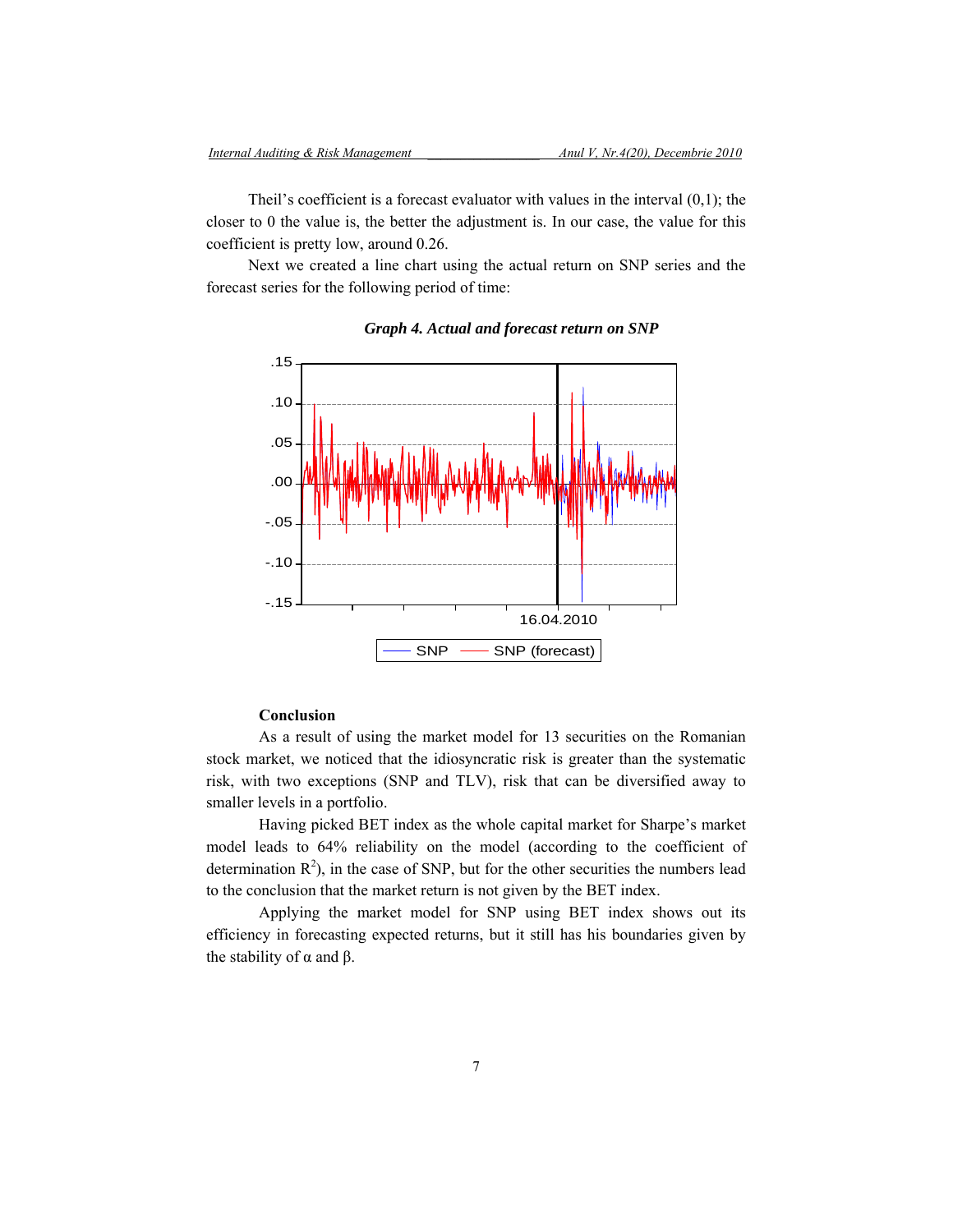Theil's coefficient is a forecast evaluator with values in the interval (0,1); the closer to 0 the value is, the better the adjustment is. In our case, the value for this coefficient is pretty low, around 0.26.

Next we created a line chart using the actual return on SNP series and the forecast series for the following period of time:

***Graph 4. Actual and forecast return on SNP***

**Conclusion**

As a result of using the market model for 13 securities on the Romanian stock market, we noticed that the idiosyncratic risk is greater than the systematic risk, with two exceptions (SNP and TLV), risk that can be diversified away to smaller levels in a portfolio.

Having picked BET index as the whole capital market for Sharpe's market model leads to 64% reliability on the model (according to the coefficient of determination $R^2$), in the case of SNP, but for the other securities the numbers lead to the conclusion that the market return is not given by the BET index.

Applying the market model for SNP using BET index shows out its efficiency in forecasting expected returns, but it still has his boundaries given by the stability of $\alpha$ and $\beta$.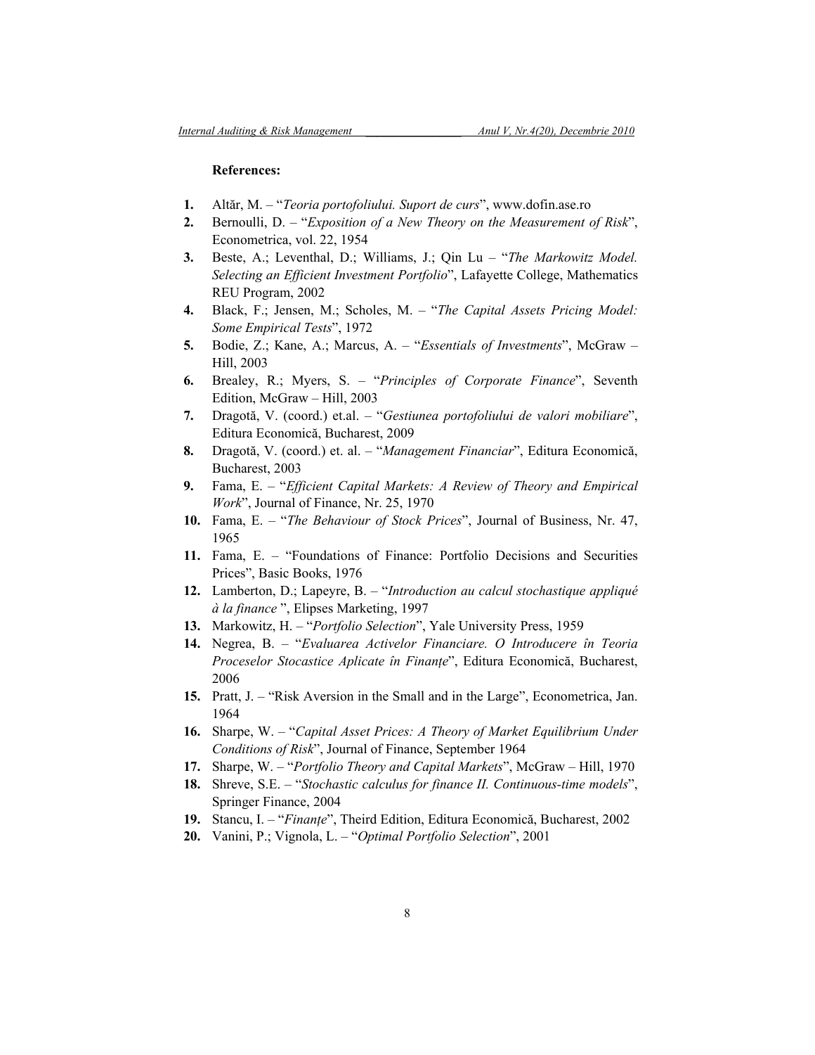**References:**

1. Altăr, M. – "*Teoria portofoliului. Suport de curs*", www.dofin.ase.ro
2. Bernoulli, D. – "*Exposition of a New Theory on the Measurement of Risk*", Econometrica, vol. 22, 1954
3. Beste, A.; Leventhal, D.; Williams, J.; Qin Lu – "*The Markowitz Model. Selecting an Efficient Investment Portfolio*", Lafayette College, Mathematics REU Program, 2002
4. Black, F.; Jensen, M.; Scholes, M. – "*The Capital Assets Pricing Model: Some Empirical Tests*", 1972
5. Bodie, Z.; Kane, A.; Marcus, A. – "*Essentials of Investments*", McGraw – Hill, 2003
6. Brealey, R.; Myers, S. – "*Principles of Corporate Finance*", Seventh Edition, McGraw – Hill, 2003
7. Dragotă, V. (coord.) et.al. – "*Gestiunea portofoliului de valori mobiliare*", Editura Economică, Bucharest, 2009
8. Dragotă, V. (coord.) et. al. – "*Management Financiar*", Editura Economică, Bucharest, 2003
9. Fama, E. – "*Efficient Capital Markets: A Review of Theory and Empirical Work*", Journal of Finance, Nr. 25, 1970
10. Fama, E. – "*The Behaviour of Stock Prices*", Journal of Business, Nr. 47, 1965
11. Fama, E. – "Foundations of Finance: Portfolio Decisions and Securities Prices", Basic Books, 1976
12. Lamberton, D.; Lapeyre, B. – "*Introduction au calcul stochastique appliqué à la finance* ", Elipses Marketing, 1997
13. Markowitz, H. – "*Portfolio Selection*", Yale University Press, 1959
14. Negrea, B. – "*Evaluarea Activelor Financiare. O Introducere în Teoria Proceselor Stocastice Aplicate în Finanțe*", Editura Economică, Bucharest, 2006
15. Pratt, J. – "Risk Aversion in the Small and in the Large", Econometrica, Jan. 1964
16. Sharpe, W. – "*Capital Asset Prices: A Theory of Market Equilibrium Under Conditions of Risk*", Journal of Finance, September 1964
17. Sharpe, W. – "*Portfolio Theory and Capital Markets*", McGraw – Hill, 1970
18. Shreve, S.E. – "*Stochastic calculus for finance II. Continuous-time models*", Springer Finance, 2004
19. Stancu, I. – "*Finanțe*", Theird Edition, Editura Economică, Bucharest, 2002
20. Vanini, P.; Vignola, L. – "*Optimal Portfolio Selection*", 2001